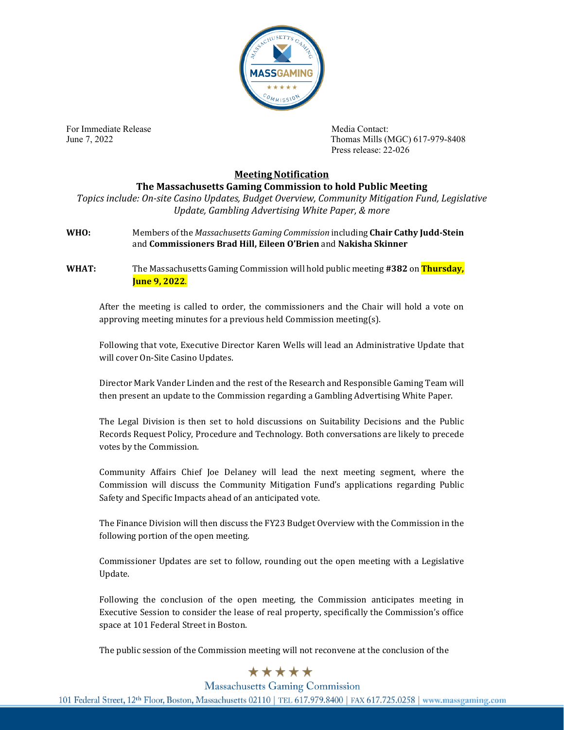For Immediate Release
June 7, 2022

Media Contact:
Thomas Mills (MGC) 617-979-8408
Press release: 22-026

## Meeting Notification

### The Massachusetts Gaming Commission to hold Public Meeting

*Topics include: On-site Casino Updates, Budget Overview, Community Mitigation Fund, Legislative Update, Gambling Advertising White Paper, & more*

**WHO:** Members of the *Massachusetts Gaming Commission* including **Chair Cathy Judd-Stein** and **Commissioners Brad Hill, Eileen O'Brien** and **Nakisha Skinner**

**WHAT:** The Massachusetts Gaming Commission will hold public meeting **#382** on **Thursday, June 9, 2022**.

After the meeting is called to order, the commissioners and the Chair will hold a vote on approving meeting minutes for a previous held Commission meeting(s).

Following that vote, Executive Director Karen Wells will lead an Administrative Update that will cover On-Site Casino Updates.

Director Mark Vander Linden and the rest of the Research and Responsible Gaming Team will then present an update to the Commission regarding a Gambling Advertising White Paper.

The Legal Division is then set to hold discussions on Suitability Decisions and the Public Records Request Policy, Procedure and Technology. Both conversations are likely to precede votes by the Commission.

Community Affairs Chief Joe Delaney will lead the next meeting segment, where the Commission will discuss the Community Mitigation Fund's applications regarding Public Safety and Specific Impacts ahead of an anticipated vote.

The Finance Division will then discuss the FY23 Budget Overview with the Commission in the following portion of the open meeting.

Commissioner Updates are set to follow, rounding out the open meeting with a Legislative Update.

Following the conclusion of the open meeting, the Commission anticipates meeting in Executive Session to consider the lease of real property, specifically the Commission's office space at 101 Federal Street in Boston.

The public session of the Commission meeting will not reconvene at the conclusion of the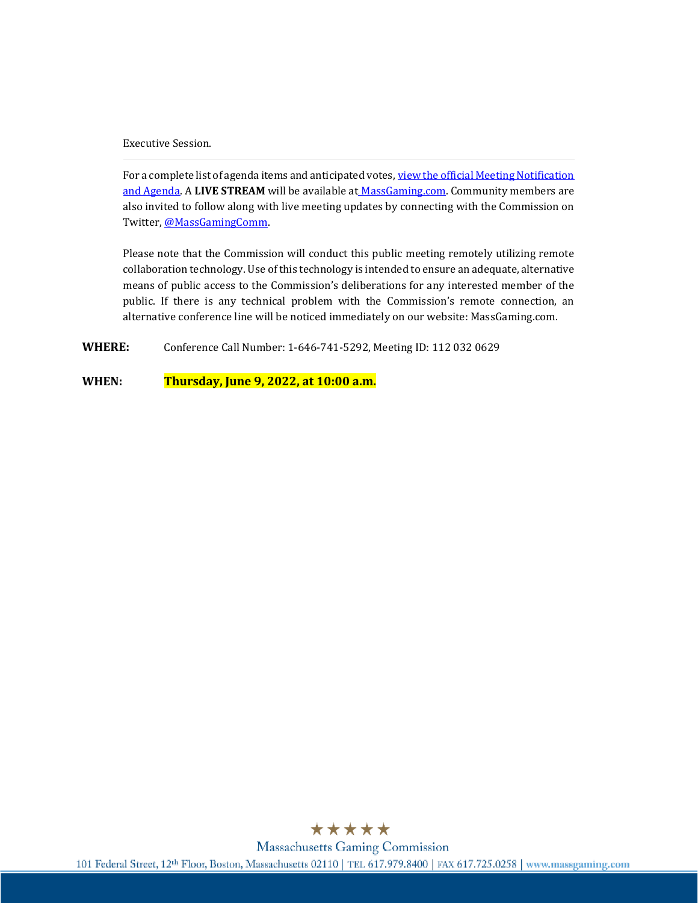Executive Session.

---

For a complete list of agenda items and anticipated votes, [view the official Meeting Notification and Agenda](). A **LIVE STREAM** will be available at [MassGaming.com](). Community members are also invited to follow along with live meeting updates by connecting with the Commission on Twitter, [@MassGamingComm]().

Please note that the Commission will conduct this public meeting remotely utilizing remote collaboration technology. Use of this technology is intended to ensure an adequate, alternative means of public access to the Commission's deliberations for any interested member of the public. If there is any technical problem with the Commission's remote connection, an alternative conference line will be noticed immediately on our website: MassGaming.com.

**WHERE:** Conference Call Number: 1-646-741-5292, Meeting ID: 112 032 0629

**WHEN:** **Thursday, June 9, 2022, at 10:00 a.m.**